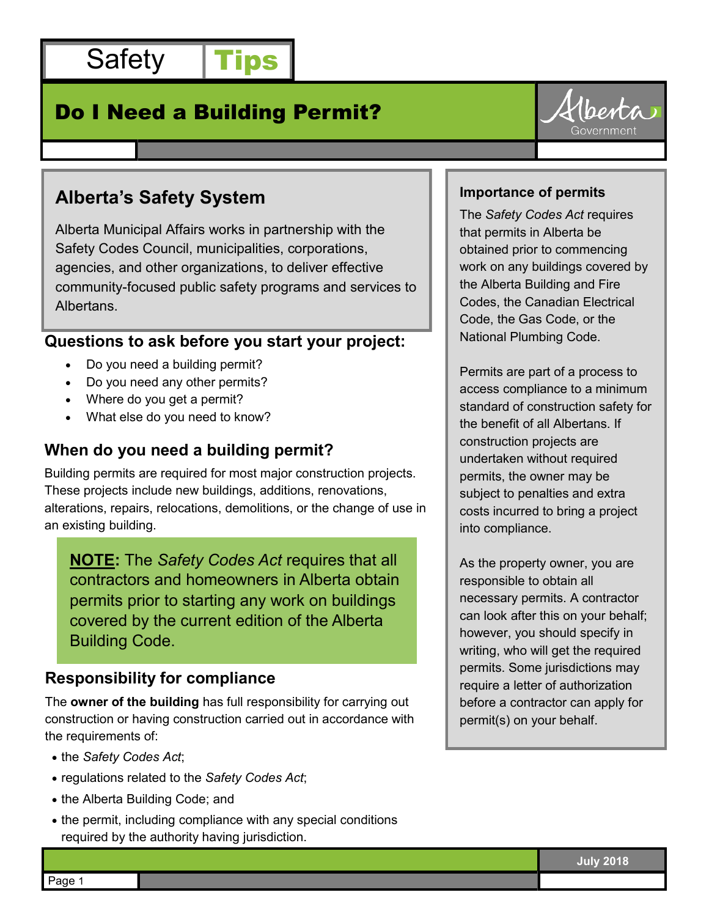Safety **Tips**

# Do I Need a Building Permit?

Alberta Government

## Alberta's Safety System

Alberta Municipal Affairs works in partnership with the Safety Codes Council, municipalities, corporations, agencies, and other organizations, to deliver effective community-focused public safety programs and services to Albertans.

### Questions to ask before you start your project:

- Do you need a building permit?
- Do you need any other permits?
- Where do you get a permit?
- What else do you need to know?

### When do you need a building permit?

Building permits are required for most major construction projects. These projects include new buildings, additions, renovations, alterations, repairs, relocations, demolitions, or the change of use in an existing building.

**NOTE:** The *Safety Codes Act* requires that all contractors and homeowners in Alberta obtain permits prior to starting any work on buildings covered by the current edition of the Alberta Building Code.

### Responsibility for compliance

The **owner of the building** has full responsibility for carrying out construction or having construction carried out in accordance with the requirements of:

- the *Safety Codes Act*;
- regulations related to the *Safety Codes Act*;
- the Alberta Building Code; and
- the permit, including compliance with any special conditions required by the authority having jurisdiction.

### Importance of permits

The *Safety Codes Act* requires that permits in Alberta be obtained prior to commencing work on any buildings covered by the Alberta Building and Fire Codes, the Canadian Electrical Code, the Gas Code, or the National Plumbing Code.

Permits are part of a process to access compliance to a minimum standard of construction safety for the benefit of all Albertans. If construction projects are undertaken without required permits, the owner may be subject to penalties and extra costs incurred to bring a project into compliance.

As the property owner, you are responsible to obtain all necessary permits. A contractor can look after this on your behalf; however, you should specify in writing, who will get the required permits. Some jurisdictions may require a letter of authorization before a contractor can apply for permit(s) on your behalf.

July 2018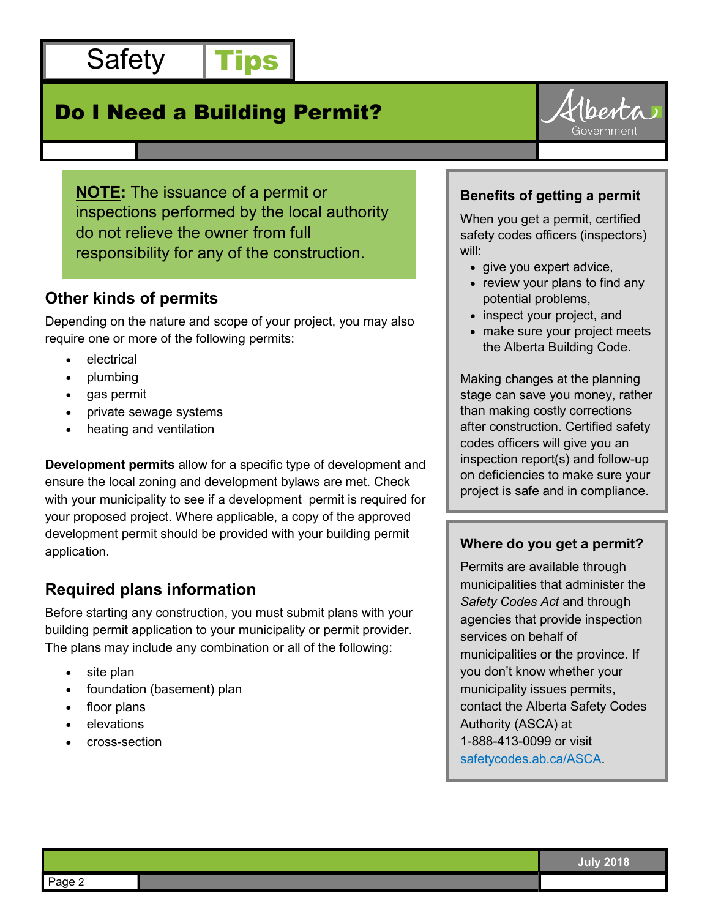**NOTE:** The issuance of a permit or inspections performed by the local authority do not relieve the owner from full responsibility for any of the construction.

## Other kinds of permits

Depending on the nature and scope of your project, you may also require one or more of the following permits:

- electrical
- plumbing
- gas permit
- private sewage systems
- heating and ventilation

**Development permits** allow for a specific type of development and ensure the local zoning and development bylaws are met. Check with your municipality to see if a development permit is required for your proposed project. Where applicable, a copy of the approved development permit should be provided with your building permit application.

## Required plans information

Before starting any construction, you must submit plans with your building permit application to your municipality or permit provider. The plans may include any combination or all of the following:

- site plan
- foundation (basement) plan
- floor plans
- elevations
- cross-section

### Benefits of getting a permit

When you get a permit, certified safety codes officers (inspectors) will:

- give you expert advice,
- review your plans to find any potential problems,
- inspect your project, and
- make sure your project meets the Alberta Building Code.

Making changes at the planning stage can save you money, rather than making costly corrections after construction. Certified safety codes officers will give you an inspection report(s) and follow-up on deficiencies to make sure your project is safe and in compliance.

### Where do you get a permit?

Permits are available through municipalities that administer the *Safety Codes Act* and through agencies that provide inspection services on behalf of municipalities or the province. If you don't know whether your municipality issues permits, contact the Alberta Safety Codes Authority (ASCA) at 1-888-413-0099 or visit safetycodes.ab.ca/ASCA.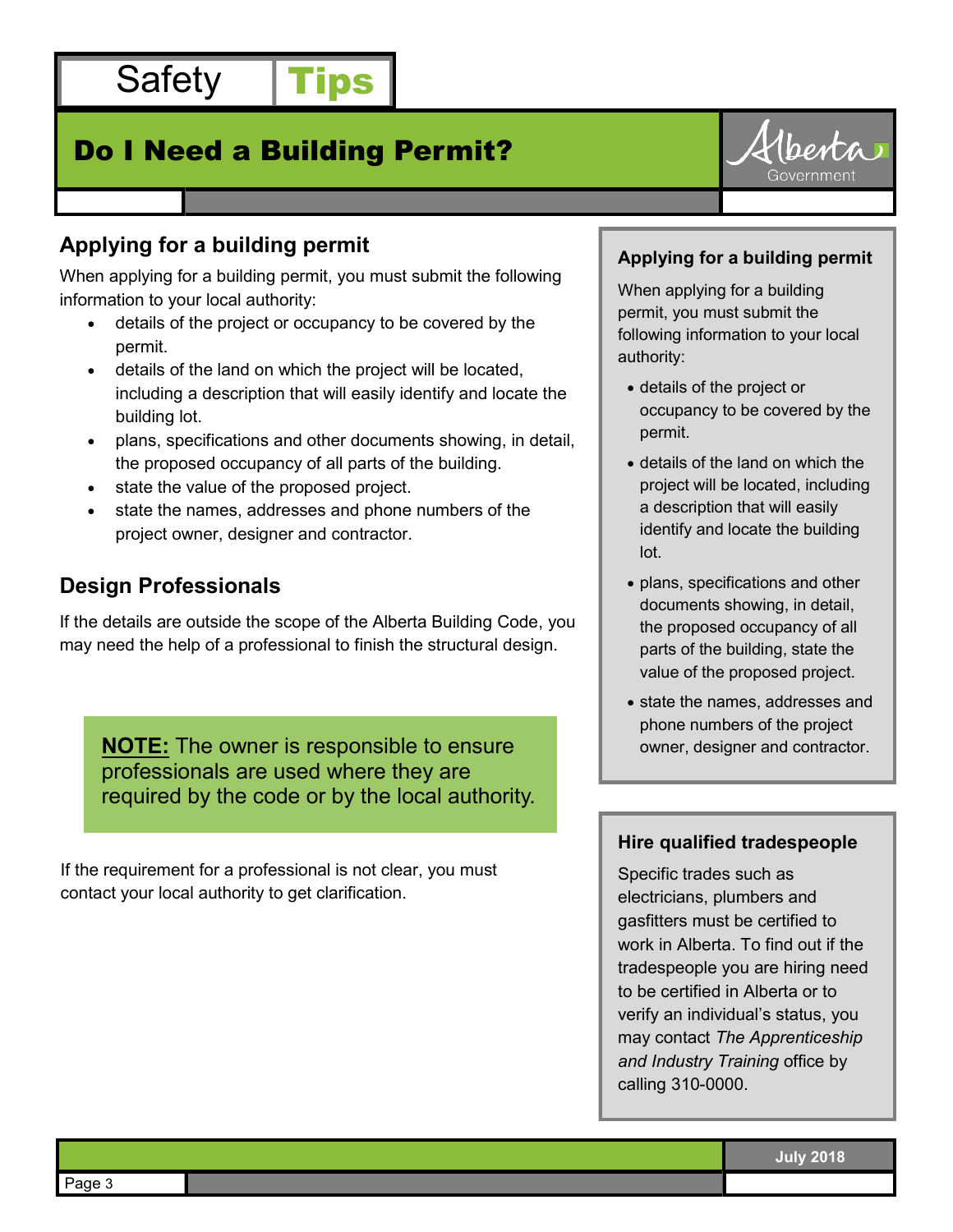# Safety Tips

## Do I Need a Building Permit?

### Applying for a building permit

When applying for a building permit, you must submit the following information to your local authority:

- details of the project or occupancy to be covered by the permit.
- details of the land on which the project will be located, including a description that will easily identify and locate the building lot.
- plans, specifications and other documents showing, in detail, the proposed occupancy of all parts of the building.
- state the value of the proposed project.
- state the names, addresses and phone numbers of the project owner, designer and contractor.

### Design Professionals

If the details are outside the scope of the Alberta Building Code, you may need the help of a professional to finish the structural design.

**NOTE:** The owner is responsible to ensure professionals are used where they are required by the code or by the local authority.

If the requirement for a professional is not clear, you must contact your local authority to get clarification.

**Applying for a building permit**

When applying for a building permit, you must submit the following information to your local authority:

- details of the project or occupancy to be covered by the permit.
- details of the land on which the project will be located, including a description that will easily identify and locate the building lot.
- plans, specifications and other documents showing, in detail, the proposed occupancy of all parts of the building, state the value of the proposed project.
- state the names, addresses and phone numbers of the project owner, designer and contractor.

**Hire qualified tradespeople**

Specific trades such as electricians, plumbers and gasfitters must be certified to work in Alberta. To find out if the tradespeople you are hiring need to be certified in Alberta or to verify an individual's status, you may contact *The Apprenticeship and Industry Training* office by calling 310-0000.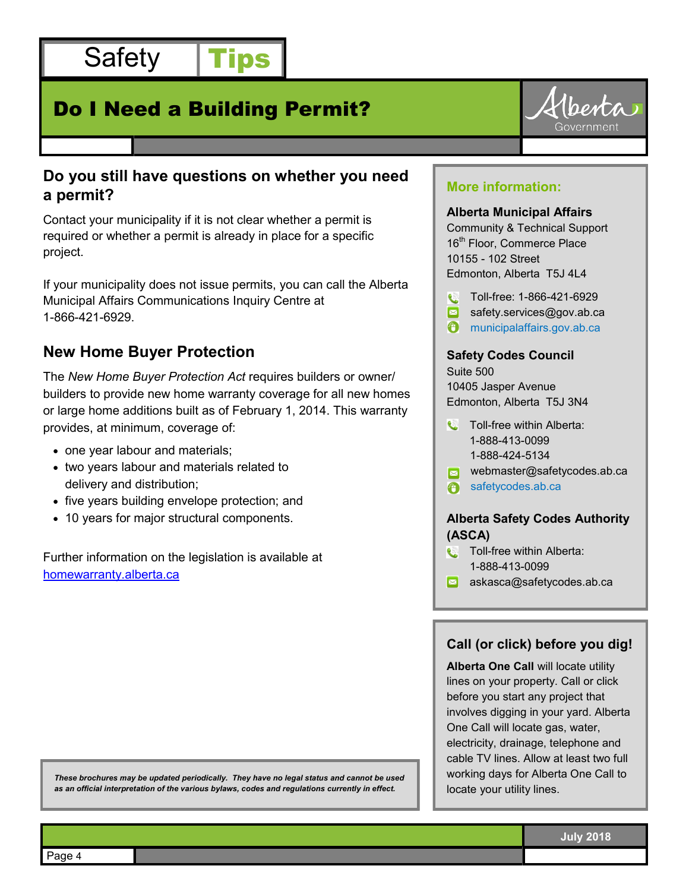# Safety Tips

## Do I Need a Building Permit?

### Do you still have questions on whether you need a permit?

Contact your municipality if it is not clear whether a permit is required or whether a permit is already in place for a specific project.

If your municipality does not issue permits, you can call the Alberta Municipal Affairs Communications Inquiry Centre at 1-866-421-6929.

### New Home Buyer Protection

The *New Home Buyer Protection Act* requires builders or owner/builders to provide new home warranty coverage for all new homes or large home additions built as of February 1, 2014. This warranty provides, at minimum, coverage of:

- one year labour and materials;
- two years labour and materials related to delivery and distribution;
- five years building envelope protection; and
- 10 years for major structural components.

Further information on the legislation is available at homewarranty.alberta.ca

*These brochures may be updated periodically. They have no legal status and cannot be used as an official interpretation of the various bylaws, codes and regulations currently in effect.*

### More information:

**Alberta Municipal Affairs**
Community & Technical Support
16th Floor, Commerce Place
10155 - 102 Street
Edmonton, Alberta T5J 4L4

Toll-free: 1-866-421-6929
safety.services@gov.ab.ca
municipalaffairs.gov.ab.ca

**Safety Codes Council**
Suite 500
10405 Jasper Avenue
Edmonton, Alberta T5J 3N4

Toll-free within Alberta:
1-888-413-0099
1-888-424-5134
webmaster@safetycodes.ab.ca
safetycodes.ab.ca

**Alberta Safety Codes Authority (ASCA)**

Toll-free within Alberta:
1-888-413-0099
askasca@safetycodes.ab.ca

### Call (or click) before you dig!

**Alberta One Call** will locate utility lines on your property. Call or click before you start any project that involves digging in your yard. Alberta One Call will locate gas, water, electricity, drainage, telephone and cable TV lines. Allow at least two full working days for Alberta One Call to locate your utility lines.

July 2018